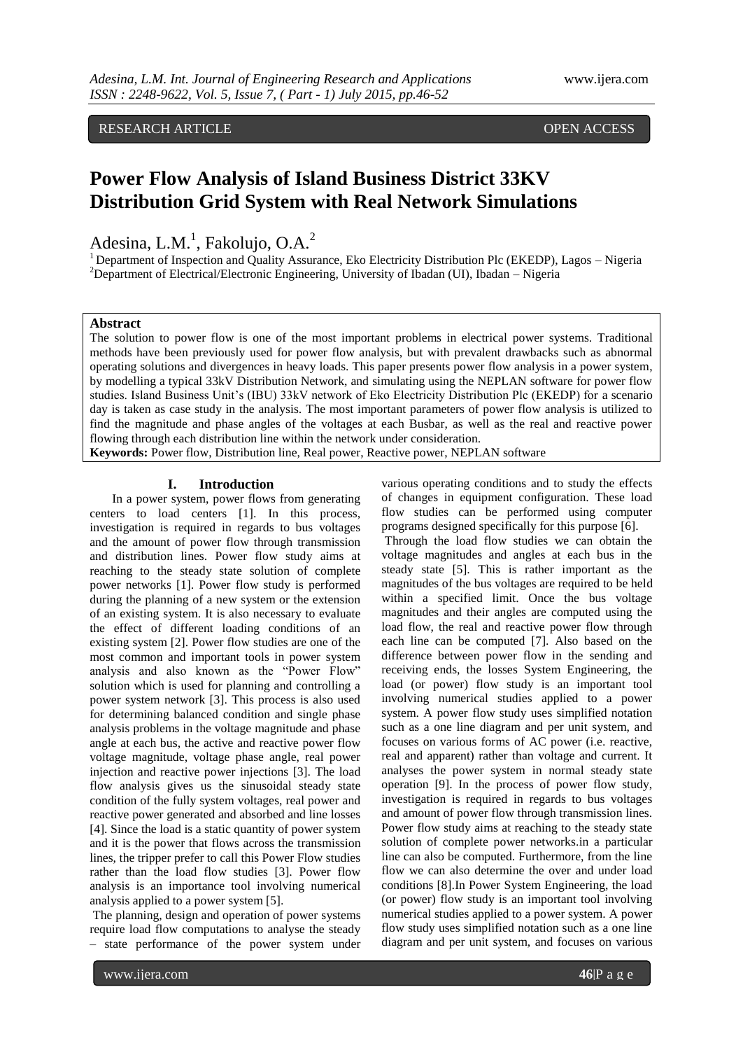RESEARCH ARTICLE OPEN ACCESS

# Power Flow Analysis of Island Business District 33KV Distribution Grid System with Real Network Simulations

Adesina, L.M.[1], Fakolujo, O.A.[2]

[1] Department of Inspection and Quality Assurance, Eko Electricity Distribution Plc (EKEDP), Lagos – Nigeria
[2] Department of Electrical/Electronic Engineering, University of Ibadan (UI), Ibadan – Nigeria

**Abstract**

The solution to power flow is one of the most important problems in electrical power systems. Traditional methods have been previously used for power flow analysis, but with prevalent drawbacks such as abnormal operating solutions and divergences in heavy loads. This paper presents power flow analysis in a power system, by modelling a typical 33kV Distribution Network, and simulating using the NEPLAN software for power flow studies. Island Business Unit's (IBU) 33kV network of Eko Electricity Distribution Plc (EKEDP) for a scenario day is taken as case study in the analysis. The most important parameters of power flow analysis is utilized to find the magnitude and phase angles of the voltages at each Busbar, as well as the real and reactive power flowing through each distribution line within the network under consideration.

**Keywords:** Power flow, Distribution line, Real power, Reactive power, NEPLAN software

## I. Introduction

In a power system, power flows from generating centers to load centers [1]. In this process, investigation is required in regards to bus voltages and the amount of power flow through transmission and distribution lines. Power flow study aims at reaching to the steady state solution of complete power networks [1]. Power flow study is performed during the planning of a new system or the extension of an existing system. It is also necessary to evaluate the effect of different loading conditions of an existing system [2]. Power flow studies are one of the most common and important tools in power system analysis and also known as the "Power Flow" solution which is used for planning and controlling a power system network [3]. This process is also used for determining balanced condition and single phase analysis problems in the voltage magnitude and phase angle at each bus, the active and reactive power flow voltage magnitude, voltage phase angle, real power injection and reactive power injections [3]. The load flow analysis gives us the sinusoidal steady state condition of the fully system voltages, real power and reactive power generated and absorbed and line losses [4]. Since the load is a static quantity of power system and it is the power that flows across the transmission lines, the tripper prefer to call this Power Flow studies rather than the load flow studies [3]. Power flow analysis is an importance tool involving numerical analysis applied to a power system [5].

The planning, design and operation of power systems require load flow computations to analyse the steady – state performance of the power system under various operating conditions and to study the effects of changes in equipment configuration. These load flow studies can be performed using computer programs designed specifically for this purpose [6].

Through the load flow studies we can obtain the voltage magnitudes and angles at each bus in the steady state [5]. This is rather important as the magnitudes of the bus voltages are required to be held within a specified limit. Once the bus voltage magnitudes and their angles are computed using the load flow, the real and reactive power flow through each line can be computed [7]. Also based on the difference between power flow in the sending and receiving ends, the losses System Engineering, the load (or power) flow study is an important tool involving numerical studies applied to a power system. A power flow study uses simplified notation such as a one line diagram and per unit system, and focuses on various forms of AC power (i.e. reactive, real and apparent) rather than voltage and current. It analyses the power system in normal steady state operation [9]. In the process of power flow study, investigation is required in regards to bus voltages and amount of power flow through transmission lines. Power flow study aims at reaching to the steady state solution of complete power networks.in a particular line can also be computed. Furthermore, from the line flow we can also determine the over and under load conditions [8].In Power System Engineering, the load (or power) flow study is an important tool involving numerical studies applied to a power system. A power flow study uses simplified notation such as a one line diagram and per unit system, and focuses on various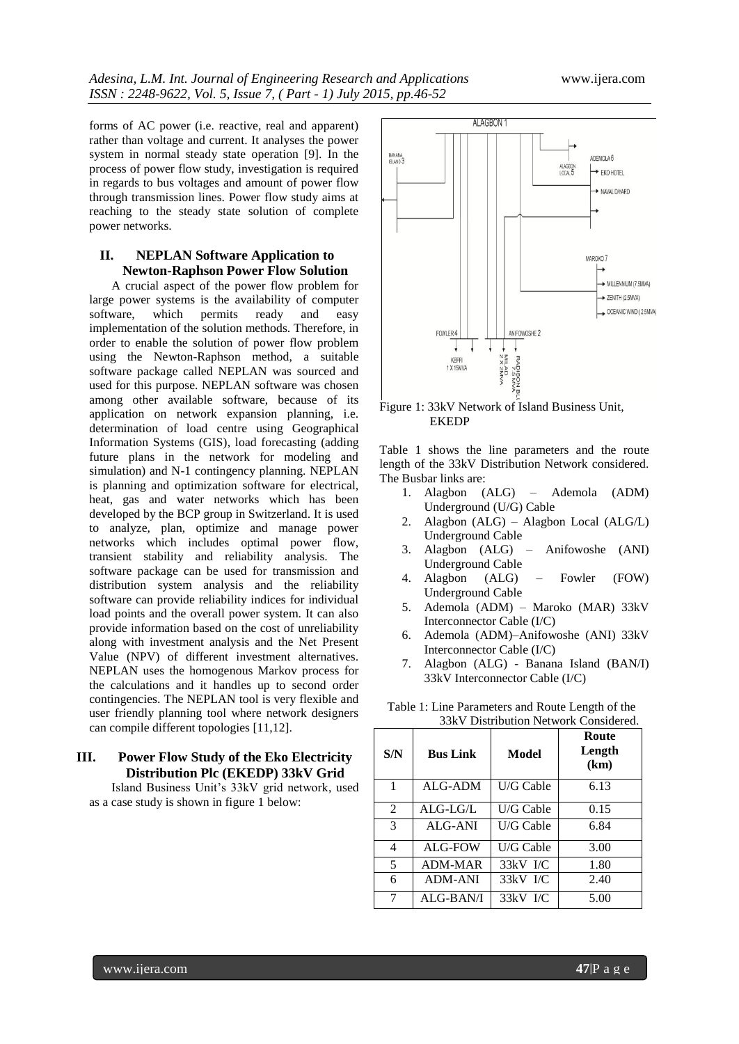forms of AC power (i.e. reactive, real and apparent) rather than voltage and current. It analyses the power system in normal steady state operation [9]. In the process of power flow study, investigation is required in regards to bus voltages and amount of power flow through transmission lines. Power flow study aims at reaching to the steady state solution of complete power networks.

## II. NEPLAN Software Application to Newton-Raphson Power Flow Solution

A crucial aspect of the power flow problem for large power systems is the availability of computer software, which permits ready and easy implementation of the solution methods. Therefore, in order to enable the solution of power flow problem using the Newton-Raphson method, a suitable software package called NEPLAN was sourced and used for this purpose. NEPLAN software was chosen among other available software, because of its application on network expansion planning, i.e. determination of load centre using Geographical Information Systems (GIS), load forecasting (adding future plans in the network for modeling and simulation) and N-1 contingency planning. NEPLAN is planning and optimization software for electrical, heat, gas and water networks which has been developed by the BCP group in Switzerland. It is used to analyze, plan, optimize and manage power networks which includes optimal power flow, transient stability and reliability analysis. The software package can be used for transmission and distribution system analysis and the reliability software can provide reliability indices for individual load points and the overall power system. It can also provide information based on the cost of unreliability along with investment analysis and the Net Present Value (NPV) of different investment alternatives. NEPLAN uses the homogenous Markov process for the calculations and it handles up to second order contingencies. The NEPLAN tool is very flexible and user friendly planning tool where network designers can compile different topologies [11,12].

## III. Power Flow Study of the Eko Electricity Distribution Plc (EKEDP) 33kV Grid

Island Business Unit's 33kV grid network, used as a case study is shown in figure 1 below:

Figure 1: 33kV Network of Island Business Unit, EKEDP

Table 1 shows the line parameters and the route length of the 33kV Distribution Network considered. The Busbar links are:

1. Alagbon (ALG) – Ademola (ADM) Underground (U/G) Cable
2. Alagbon (ALG) – Alagbon Local (ALG/L) Underground Cable
3. Alagbon (ALG) – Anifowoshe (ANI) Underground Cable
4. Alagbon (ALG) – Fowler (FOW) Underground Cable
5. Ademola (ADM) – Maroko (MAR) 33kV Interconnector Cable (I/C)
6. Ademola (ADM)–Anifowoshe (ANI) 33kV Interconnector Cable (I/C)
7. Alagbon (ALG) - Banana Island (BAN/I) 33kV Interconnector Cable (I/C)

Table 1: Line Parameters and Route Length of the 33kV Distribution Network Considered.

| S/N | Bus Link | Model | Route Length (km) |
|---|---|---|---|
| 1 | ALG-ADM | U/G Cable | 6.13 |
| 2 | ALG-LG/L | U/G Cable | 0.15 |
| 3 | ALG-ANI | U/G Cable | 6.84 |
| 4 | ALG-FOW | U/G Cable | 3.00 |
| 5 | ADM-MAR | 33kV I/C | 1.80 |
| 6 | ADM-ANI | 33kV I/C | 2.40 |
| 7 | ALG-BAN/I | 33kV I/C | 5.00 |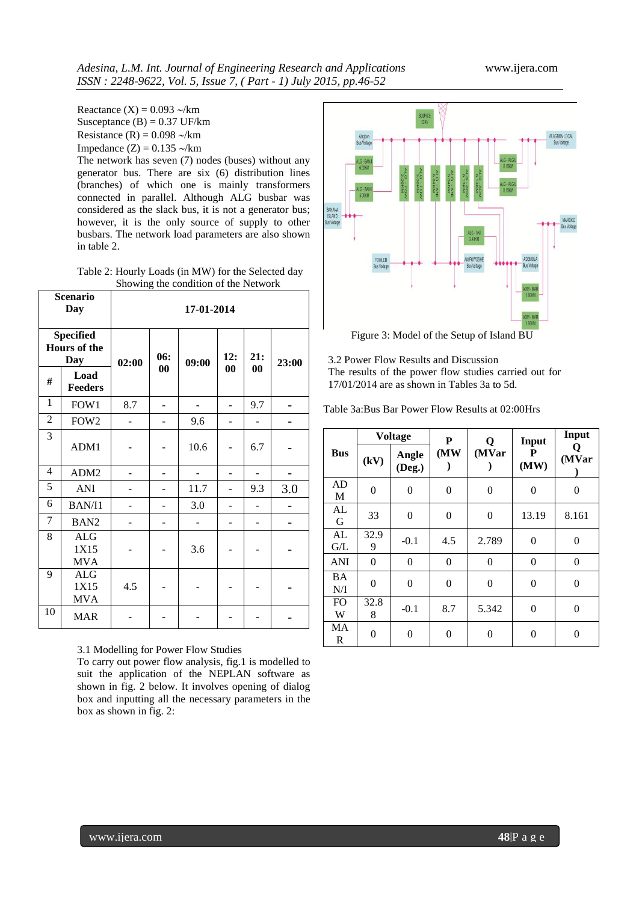Reactance (X) = 0.093 ~/km
Susceptance (B) = 0.37 UF/km
Resistance (R) = 0.098 ~/km
Impedance (Z) = 0.135 ~/km

The network has seven (7) nodes (buses) without any generator bus. There are six (6) distribution lines (branches) of which one is mainly transformers connected in parallel. Although ALG busbar was considered as the slack bus, it is not a generator bus; however, it is the only source of supply to other busbars. The network load parameters are also shown in table 2.

Table 2: Hourly Loads (in MW) for the Selected day Showing the condition of the Network

| Scenario Day | | 17-01-2014 | | | | | |
|---|---|---|---|---|---|---|---|
| Specified Hours of the Day | | 02:00 | 06:00 | 09:00 | 12:00 | 21:00 | 23:00 |
| # | Load Feeders | | | | | | |
| 1 | FOW1 | 8.7 | - | - | - | 9.7 | - |
| 2 | FOW2 | - | - | 9.6 | - | - | - |
| 3 | ADM1 | - | - | 10.6 | - | 6.7 | - |
| 4 | ADM2 | - | - | - | - | - | - |
| 5 | ANI | - | - | 11.7 | - | 9.3 | 3.0 |
| 6 | BAN/I1 | - | - | 3.0 | - | - | - |
| 7 | BAN2 | - | - | - | - | - | - |
| 8 | ALG 1X15 MVA | - | - | 3.6 | - | - | - |
| 9 | ALG 1X15 MVA | 4.5 | - | - | - | - | - |
| 10 | MAR | - | - | - | - | - | - |

### 3.1 Modelling for Power Flow Studies

To carry out power flow analysis, fig.1 is modelled to suit the application of the NEPLAN software as shown in fig. 2 below. It involves opening of dialog box and inputting all the necessary parameters in the box as shown in fig. 2:

Figure 3: Model of the Setup of Island BU

### 3.2 Power Flow Results and Discussion

The results of the power flow studies carried out for 17/01/2014 are as shown in Tables 3a to 5d.

Table 3a:Bus Bar Power Flow Results at 02:00Hrs

| Bus | Voltage | | P (MW) | Q (MVar) | Input P (MW) | Input Q (MVar) |
|---|---|---|---|---|---|---|
| | (kV) | Angle (Deg.) | | | | |
| ADM | 0 | 0 | 0 | 0 | 0 | 0 |
| ALG | 33 | 0 | 0 | 0 | 13.19 | 8.161 |
| ALG/L | 32.99 | -0.1 | 4.5 | 2.789 | 0 | 0 |
| ANI | 0 | 0 | 0 | 0 | 0 | 0 |
| BAN/I | 0 | 0 | 0 | 0 | 0 | 0 |
| FOW | 32.88 | -0.1 | 8.7 | 5.342 | 0 | 0 |
| MAR | 0 | 0 | 0 | 0 | 0 | 0 |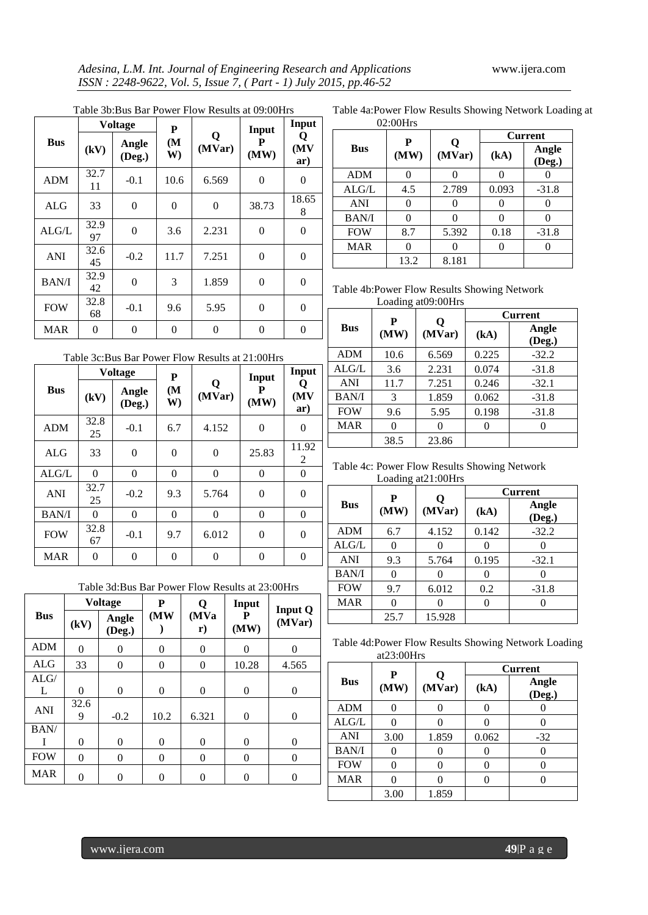Table 3b:Bus Bar Power Flow Results at 09:00Hrs

| Bus | Voltage | | P (MW) | Q (MVar) | Input P (MW) | Input Q (MVar) |
|---|---|---|---|---|---|---|
| | (kV) | Angle (Deg.) | | | | |
| ADM | 32.711 | -0.1 | 10.6 | 6.569 | 0 | 0 |
| ALG | 33 | 0 | 0 | 0 | 38.73 | 18.658 |
| ALG/L | 32.997 | 0 | 3.6 | 2.231 | 0 | 0 |
| ANI | 32.645 | -0.2 | 11.7 | 7.251 | 0 | 0 |
| BAN/I | 32.942 | 0 | 3 | 1.859 | 0 | 0 |
| FOW | 32.868 | -0.1 | 9.6 | 5.95 | 0 | 0 |
| MAR | 0 | 0 | 0 | 0 | 0 | 0 |

Table 3c:Bus Bar Power Flow Results at 21:00Hrs

| Bus | Voltage | | P (MW) | Q (MVar) | Input P (MW) | Input Q (MVar) |
|---|---|---|---|---|---|---|
| | (kV) | Angle (Deg.) | | | | |
| ADM | 32.825 | -0.1 | 6.7 | 4.152 | 0 | 0 |
| ALG | 33 | 0 | 0 | 0 | 25.83 | 11.922 |
| ALG/L | 0 | 0 | 0 | 0 | 0 | 0 |
| ANI | 32.725 | -0.2 | 9.3 | 5.764 | 0 | 0 |
| BAN/I | 0 | 0 | 0 | 0 | 0 | 0 |
| FOW | 32.867 | -0.1 | 9.7 | 6.012 | 0 | 0 |
| MAR | 0 | 0 | 0 | 0 | 0 | 0 |

Table 3d:Bus Bar Power Flow Results at 23:00Hrs

| Bus | Voltage | | P (MW) | Q (MVar) | Input P (MW) | Input Q (MVar) |
|---|---|---|---|---|---|---|
| | (kV) | Angle (Deg.) | | | | |
| ADM | 0 | 0 | 0 | 0 | 0 | 0 |
| ALG | 33 | 0 | 0 | 0 | 10.28 | 4.565 |
| ALG/L | 0 | 0 | 0 | 0 | 0 | 0 |
| ANI | 32.69 | -0.2 | 10.2 | 6.321 | 0 | 0 |
| BAN/I | 0 | 0 | 0 | 0 | 0 | 0 |
| FOW | 0 | 0 | 0 | 0 | 0 | 0 |
| MAR | 0 | 0 | 0 | 0 | 0 | 0 |

Table 4a:Power Flow Results Showing Network Loading at 02:00Hrs

| Bus | P (MW) | Q (MVar) | Current | |
|---|---|---|---|---|
| | | | (kA) | Angle (Deg.) |
| ADM | 0 | 0 | 0 | 0 |
| ALG/L | 4.5 | 2.789 | 0.093 | -31.8 |
| ANI | 0 | 0 | 0 | 0 |
| BAN/I | 0 | 0 | 0 | 0 |
| FOW | 8.7 | 5.392 | 0.18 | -31.8 |
| MAR | 0 | 0 | 0 | 0 |
| | 13.2 | 8.181 | | |

Table 4b:Power Flow Results Showing Network Loading at09:00Hrs

| Bus | P (MW) | Q (MVar) | Current | |
|---|---|---|---|---|
| | | | (kA) | Angle (Deg.) |
| ADM | 10.6 | 6.569 | 0.225 | -32.2 |
| ALG/L | 3.6 | 2.231 | 0.074 | -31.8 |
| ANI | 11.7 | 7.251 | 0.246 | -32.1 |
| BAN/I | 3 | 1.859 | 0.062 | -31.8 |
| FOW | 9.6 | 5.95 | 0.198 | -31.8 |
| MAR | 0 | 0 | 0 | 0 |
| | 38.5 | 23.86 | | |

Table 4c: Power Flow Results Showing Network Loading at21:00Hrs

| Bus | P (MW) | Q (MVar) | Current | |
|---|---|---|---|---|
| | | | (kA) | Angle (Deg.) |
| ADM | 6.7 | 4.152 | 0.142 | -32.2 |
| ALG/L | 0 | 0 | 0 | 0 |
| ANI | 9.3 | 5.764 | 0.195 | -32.1 |
| BAN/I | 0 | 0 | 0 | 0 |
| FOW | 9.7 | 6.012 | 0.2 | -31.8 |
| MAR | 0 | 0 | 0 | 0 |
| | 25.7 | 15.928 | | |

Table 4d:Power Flow Results Showing Network Loading at23:00Hrs

| Bus | P (MW) | Q (MVar) | Current | |
|---|---|---|---|---|
| | | | (kA) | Angle (Deg.) |
| ADM | 0 | 0 | 0 | 0 |
| ALG/L | 0 | 0 | 0 | 0 |
| ANI | 3.00 | 1.859 | 0.062 | -32 |
| BAN/I | 0 | 0 | 0 | 0 |
| FOW | 0 | 0 | 0 | 0 |
| MAR | 0 | 0 | 0 | 0 |
| | 3.00 | 1.859 | | |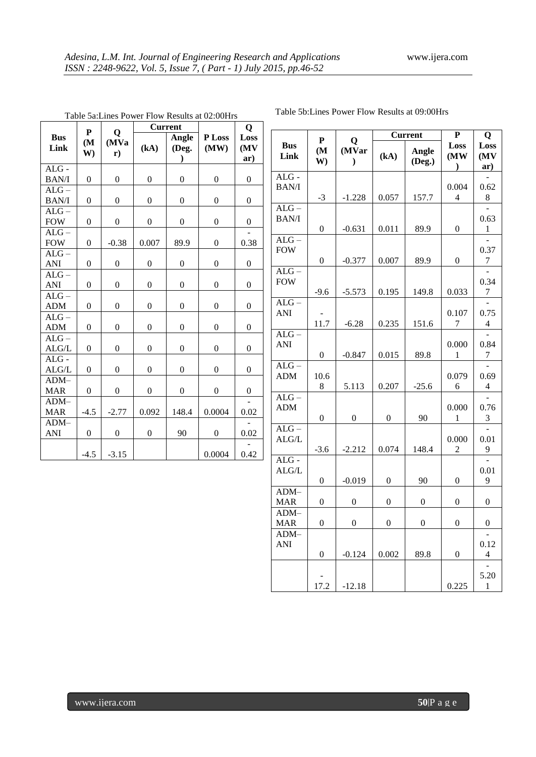Table 5a:Lines Power Flow Results at 02:00Hrs

| Bus Link | P (MW) | Q (MVar) | Current | | P Loss (MW) | Q Loss (MVar) |
|---|---|---|---|---|---|---|
| | | | (kA) | Angle (Deg.) | | |
| ALG - BAN/I | 0 | 0 | 0 | 0 | 0 | 0 |
| ALG – BAN/I | 0 | 0 | 0 | 0 | 0 | 0 |
| ALG – FOW | 0 | 0 | 0 | 0 | 0 | 0 |
| ALG – FOW | 0 | -0.38 | 0.007 | 89.9 | 0 | -0.38 |
| ALG – ANI | 0 | 0 | 0 | 0 | 0 | 0 |
| ALG – ANI | 0 | 0 | 0 | 0 | 0 | 0 |
| ALG – ADM | 0 | 0 | 0 | 0 | 0 | 0 |
| ALG – ADM | 0 | 0 | 0 | 0 | 0 | 0 |
| ALG – ALG/L | 0 | 0 | 0 | 0 | 0 | 0 |
| ALG - ALG/L | 0 | 0 | 0 | 0 | 0 | 0 |
| ADM– MAR | 0 | 0 | 0 | 0 | 0 | 0 |
| ADM– MAR | -4.5 | -2.77 | 0.092 | 148.4 | 0.0004 | -0.02 |
| ADM– ANI | 0 | 0 | 0 | 90 | 0 | -0.02 |
| | -4.5 | -3.15 | | | 0.0004 | -0.42 |

Table 5b:Lines Power Flow Results at 09:00Hrs

| Bus Link | P (MW) | Q (MVar) | Current | | P Loss (MW) | Q Loss (MVar) |
|---|---|---|---|---|---|---|
| | | | (kA) | Angle (Deg.) | | |
| ALG - BAN/I | -3 | -1.228 | 0.057 | 157.7 | 0.0044 | -0.628 |
| ALG – BAN/I | 0 | -0.631 | 0.011 | 89.9 | 0 | -0.631 |
| ALG – FOW | 0 | -0.377 | 0.007 | 89.9 | 0 | -0.377 |
| ALG – FOW | -9.6 | -5.573 | 0.195 | 149.8 | 0.033 | -0.347 |
| ALG – ANI | -11.7 | -6.28 | 0.235 | 151.6 | 0.1077 | -0.754 |
| ALG – ANI | 0 | -0.847 | 0.015 | 89.8 | 0.0001 | -0.847 |
| ALG – ADM | 10.68 | 5.113 | 0.207 | -25.6 | 0.0796 | -0.694 |
| ALG – ADM | 0 | 0 | 0 | 90 | 0.0001 | -0.763 |
| ALG – ALG/L | -3.6 | -2.212 | 0.074 | 148.4 | 0.0002 | -0.019 |
| ALG - ALG/L | 0 | -0.019 | 0 | 90 | 0 | -0.019 |
| ADM– MAR | 0 | 0 | 0 | 0 | 0 | 0 |
| ADM– MAR | 0 | 0 | 0 | 0 | 0 | 0 |
| ADM– ANI | 0 | -0.124 | 0.002 | 89.8 | 0 | -0.124 |
| | -17.2 | -12.18 | | | 0.225 | -5.201 |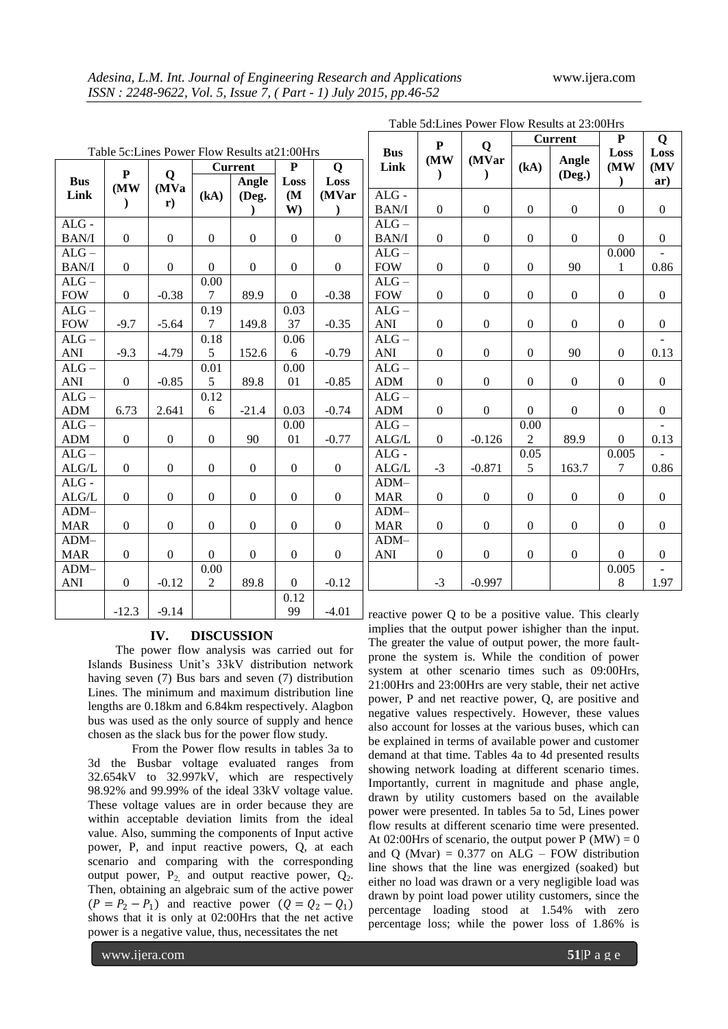Table 5c:Lines Power Flow Results at21:00Hrs

| Bus Link | P (MW) | Q (MVar) | Current | | P Loss (MW) | Q Loss (MVar) |
|---|---|---|---|---|---|---|
| | | | (kA) | Angle (Deg.) | | |
| ALG - BAN/I | 0 | 0 | 0 | 0 | 0 | 0 |
| ALG – BAN/I | 0 | 0 | 0 | 0 | 0 | 0 |
| ALG – FOW | 0 | -0.38 | 0.007 | 89.9 | 0 | -0.38 |
| ALG – FOW | -9.7 | -5.64 | 0.197 | 149.8 | 0.0337 | -0.35 |
| ALG – ANI | -9.3 | -4.79 | 0.185 | 152.6 | 0.066 | -0.79 |
| ALG – ANI | 0 | -0.85 | 0.015 | 89.8 | 0.0001 | -0.85 |
| ALG – ADM | 6.73 | 2.641 | 0.126 | -21.4 | 0.03 | -0.74 |
| ALG – ADM | 0 | 0 | 0 | 90 | 0.0001 | -0.77 |
| ALG – ALG/L | 0 | 0 | 0 | 0 | 0 | 0 |
| ALG - ALG/L | 0 | 0 | 0 | 0 | 0 | 0 |
| ADM– MAR | 0 | 0 | 0 | 0 | 0 | 0 |
| ADM– MAR | 0 | 0 | 0 | 0 | 0 | 0 |
| ADM– ANI | 0 | -0.12 | 0.002 | 89.8 | 0 | -0.12 |
| | -12.3 | -9.14 | | | 0.1299 | -4.01 |

Table 5d:Lines Power Flow Results at 23:00Hrs

| Bus Link | P (MW) | Q (MVar) | Current | | P Loss (MW) | Q Loss (MVar) |
|---|---|---|---|---|---|---|
| | | | (kA) | Angle (Deg.) | | |
| ALG - BAN/I | 0 | 0 | 0 | 0 | 0 | 0 |
| ALG – BAN/I | 0 | 0 | 0 | 0 | 0 | 0 |
| ALG – FOW | 0 | 0 | 0 | 90 | 0.0001 | -0.86 |
| ALG – FOW | 0 | 0 | 0 | 0 | 0 | 0 |
| ALG – ANI | 0 | 0 | 0 | 0 | 0 | 0 |
| ALG – ANI | 0 | 0 | 0 | 90 | 0 | -0.13 |
| ALG – ADM | 0 | 0 | 0 | 0 | 0 | 0 |
| ALG – ADM | 0 | 0 | 0 | 0 | 0 | 0 |
| ALG – ALG/L | 0 | -0.126 | 0.002 | 89.9 | 0 | -0.13 |
| ALG - ALG/L | -3 | -0.871 | 0.055 | 163.7 | 0.0057 | -0.86 |
| ADM– MAR | 0 | 0 | 0 | 0 | 0 | 0 |
| ADM– MAR | 0 | 0 | 0 | 0 | 0 | 0 |
| ADM– ANI | 0 | 0 | 0 | 0 | 0 | 0 |
| | -3 | -0.997 | | | 0.0058 | -1.97 |

## IV. DISCUSSION

The power flow analysis was carried out for Islands Business Unit's 33kV distribution network having seven (7) Bus bars and seven (7) distribution Lines. The minimum and maximum distribution line lengths are 0.18km and 6.84km respectively. Alagbon bus was used as the only source of supply and hence chosen as the slack bus for the power flow study.

From the Power flow results in tables 3a to 3d the Busbar voltage evaluated ranges from 32.654kV to 32.997kV, which are respectively 98.92% and 99.99% of the ideal 33kV voltage value. These voltage values are in order because they are within acceptable deviation limits from the ideal value. Also, summing the components of Input active power, P, and input reactive powers, Q, at each scenario and comparing with the corresponding output power, $P_2$, and output reactive power, $Q_2$. Then, obtaining an algebraic sum of the active power $(P = P_2 - P_1)$ and reactive power $(Q = Q_2 - Q_1)$ shows that it is only at 02:00Hrs that the net active power is a negative value, thus, necessitates the net reactive power Q to be a positive value. This clearly implies that the output power ishigher than the input. The greater the value of output power, the more fault-prone the system is. While the condition of power system at other scenario times such as 09:00Hrs, 21:00Hrs and 23:00Hrs are very stable, their net active power, P and net reactive power, Q, are positive and negative values respectively. However, these values also account for losses at the various buses, which can be explained in terms of available power and customer demand at that time. Tables 4a to 4d presented results showing network loading at different scenario times. Importantly, current in magnitude and phase angle, drawn by utility customers based on the available power were presented. In tables 5a to 5d, Lines power flow results at different scenario time were presented. At 02:00Hrs of scenario, the output power P (MW) = 0 and Q (Mvar) = 0.377 on ALG – FOW distribution line shows that the line was energized (soaked) but either no load was drawn or a very negligible load was drawn by point load power utility customers, since the percentage loading stood at 1.54% with zero percentage loss; while the power loss of 1.86% is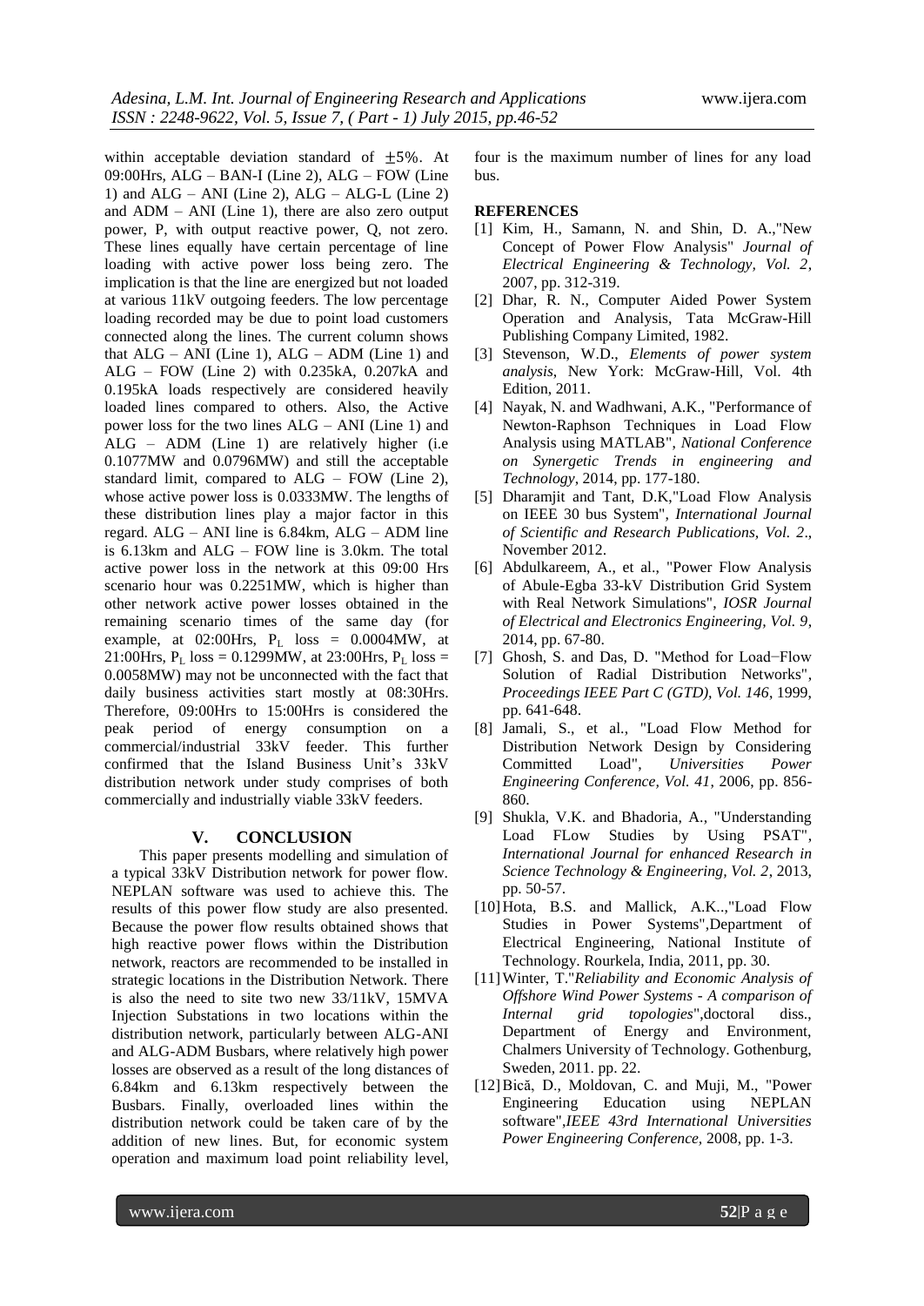within acceptable deviation standard of $\pm$5%. At 09:00Hrs, ALG – BAN-I (Line 2), ALG – FOW (Line 1) and ALG – ANI (Line 2), ALG – ALG-L (Line 2) and ADM – ANI (Line 1), there are also zero output power, P, with output reactive power, Q, not zero. These lines equally have certain percentage of line loading with active power loss being zero. The implication is that the line are energized but not loaded at various 11kV outgoing feeders. The low percentage loading recorded may be due to point load customers connected along the lines. The current column shows that ALG – ANI (Line 1), ALG – ADM (Line 1) and ALG – FOW (Line 2) with 0.235kA, 0.207kA and 0.195kA loads respectively are considered heavily loaded lines compared to others. Also, the Active power loss for the two lines ALG – ANI (Line 1) and ALG – ADM (Line 1) are relatively higher (i.e 0.1077MW and 0.0796MW) and still the acceptable standard limit, compared to ALG – FOW (Line 2), whose active power loss is 0.0333MW. The lengths of these distribution lines play a major factor in this regard. ALG – ANI line is 6.84km, ALG – ADM line is 6.13km and ALG – FOW line is 3.0km. The total active power loss in the network at this 09:00 Hrs scenario hour was 0.2251MW, which is higher than other network active power losses obtained in the remaining scenario times of the same day (for example, at 02:00Hrs, $P_L$ loss = 0.0004MW, at 21:00Hrs, $P_L$ loss = 0.1299MW, at 23:00Hrs, $P_L$ loss = 0.0058MW) may not be unconnected with the fact that daily business activities start mostly at 08:30Hrs. Therefore, 09:00Hrs to 15:00Hrs is considered the peak period of energy consumption on a commercial/industrial 33kV feeder. This further confirmed that the Island Business Unit's 33kV distribution network under study comprises of both commercially and industrially viable 33kV feeders.

## V. CONCLUSION

This paper presents modelling and simulation of a typical 33kV Distribution network for power flow. NEPLAN software was used to achieve this. The results of this power flow study are also presented. Because the power flow results obtained shows that high reactive power flows within the Distribution network, reactors are recommended to be installed in strategic locations in the Distribution Network. There is also the need to site two new 33/11kV, 15MVA Injection Substations in two locations within the distribution network, particularly between ALG-ANI and ALG-ADM Busbars, where relatively high power losses are observed as a result of the long distances of 6.84km and 6.13km respectively between the Busbars. Finally, overloaded lines within the distribution network could be taken care of by the addition of new lines. But, for economic system operation and maximum load point reliability level, four is the maximum number of lines for any load bus.

## REFERENCES

[1] Kim, H., Samann, N. and Shin, D. A.,"New Concept of Power Flow Analysis" *Journal of Electrical Engineering & Technology, Vol. 2*, 2007, pp. 312-319.

[2] Dhar, R. N., Computer Aided Power System Operation and Analysis, Tata McGraw-Hill Publishing Company Limited, 1982.

[3] Stevenson, W.D., *Elements of power system analysis*, New York: McGraw-Hill, Vol. 4th Edition, 2011.

[4] Nayak, N. and Wadhwani, A.K., "Performance of Newton-Raphson Techniques in Load Flow Analysis using MATLAB", *National Conference on Synergetic Trends in engineering and Technology*, 2014, pp. 177-180.

[5] Dharamjit and Tant, D.K,"Load Flow Analysis on IEEE 30 bus System", *International Journal of Scientific and Research Publications, Vol. 2*., November 2012.

[6] Abdulkareem, A., et al., "Power Flow Analysis of Abule-Egba 33-kV Distribution Grid System with Real Network Simulations", *IOSR Journal of Electrical and Electronics Engineering, Vol. 9*, 2014, pp. 67-80.

[7] Ghosh, S. and Das, D. "Method for Load−Flow Solution of Radial Distribution Networks", *Proceedings IEEE Part C (GTD), Vol. 146*, 1999, pp. 641-648.

[8] Jamali, S., et al., "Load Flow Method for Distribution Network Design by Considering Committed Load", *Universities Power Engineering Conference, Vol. 41*, 2006, pp. 856-860.

[9] Shukla, V.K. and Bhadoria, A., "Understanding Load FLow Studies by Using PSAT", *International Journal for enhanced Research in Science Technology & Engineering, Vol. 2*, 2013, pp. 50-57.

[10] Hota, B.S. and Mallick, A.K..,"Load Flow Studies in Power Systems",Department of Electrical Engineering, National Institute of Technology. Rourkela, India, 2011, pp. 30.

[11] Winter, T."*Reliability and Economic Analysis of Offshore Wind Power Systems - A comparison of Internal grid topologies*",doctoral diss., Department of Energy and Environment, Chalmers University of Technology. Gothenburg, Sweden, 2011. pp. 22.

[12] Bică, D., Moldovan, C. and Muji, M., "Power Engineering Education using NEPLAN software",*IEEE 43rd International Universities Power Engineering Conference,* 2008, pp. 1-3.